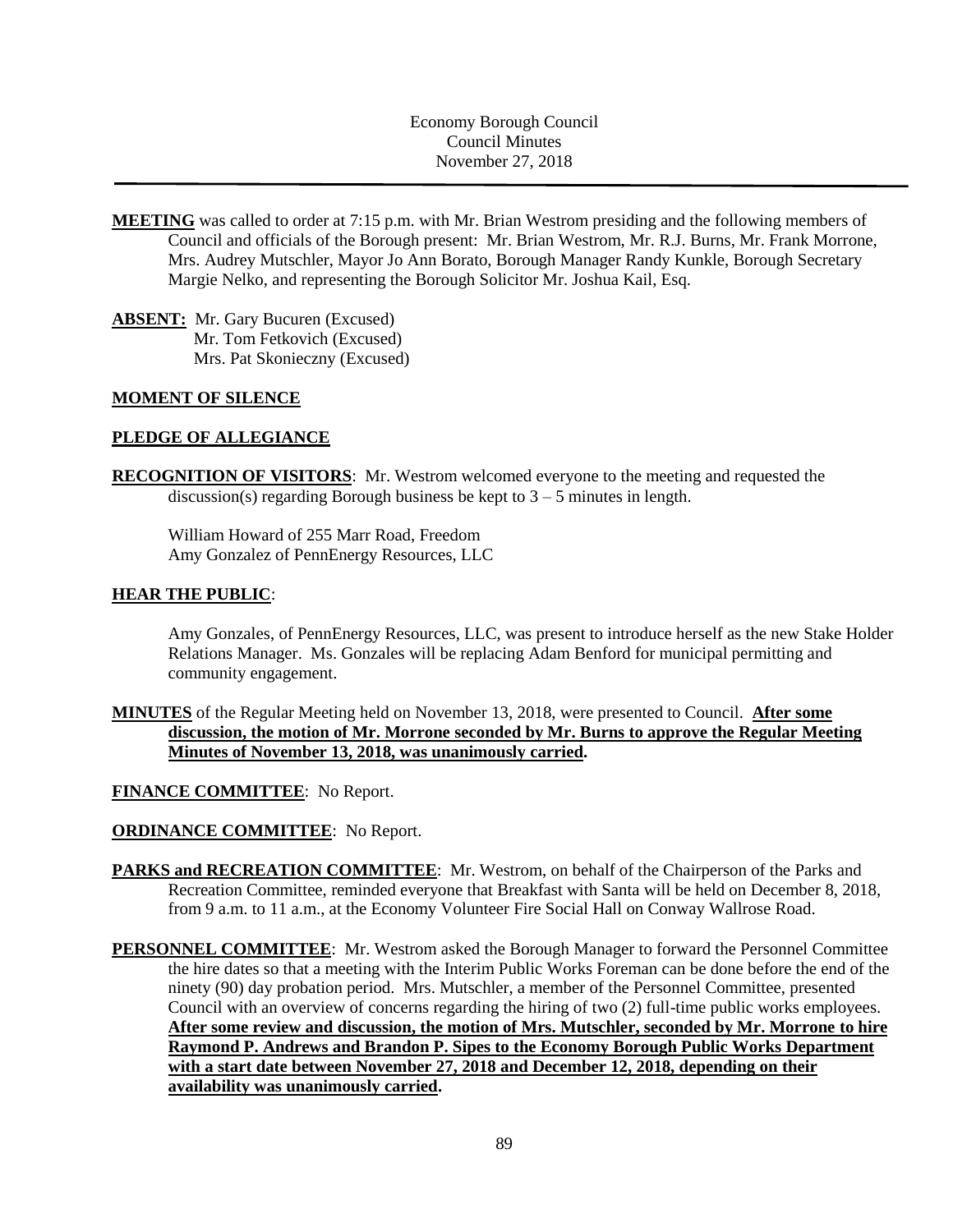Economy Borough Council
Council Minutes
November 27, 2018

---

**MEETING** was called to order at 7:15 p.m. with Mr. Brian Westrom presiding and the following members of Council and officials of the Borough present: Mr. Brian Westrom, Mr. R.J. Burns, Mr. Frank Morrone, Mrs. Audrey Mutschler, Mayor Jo Ann Borato, Borough Manager Randy Kunkle, Borough Secretary Margie Nelko, and representing the Borough Solicitor Mr. Joshua Kail, Esq.

**ABSENT:** Mr. Gary Bucuren (Excused)
Mr. Tom Fetkovich (Excused)
Mrs. Pat Skonieczny (Excused)

**MOMENT OF SILENCE**

**PLEDGE OF ALLEGIANCE**

**RECOGNITION OF VISITORS**: Mr. Westrom welcomed everyone to the meeting and requested the discussion(s) regarding Borough business be kept to 3 – 5 minutes in length.

William Howard of 255 Marr Road, Freedom
Amy Gonzalez of PennEnergy Resources, LLC

**HEAR THE PUBLIC**:

Amy Gonzales, of PennEnergy Resources, LLC, was present to introduce herself as the new Stake Holder Relations Manager. Ms. Gonzales will be replacing Adam Benford for municipal permitting and community engagement.

**MINUTES** of the Regular Meeting held on November 13, 2018, were presented to Council. **After some discussion, the motion of Mr. Morrone seconded by Mr. Burns to approve the Regular Meeting Minutes of November 13, 2018, was unanimously carried.**

**FINANCE COMMITTEE**: No Report.

**ORDINANCE COMMITTEE**: No Report.

**PARKS and RECREATION COMMITTEE**: Mr. Westrom, on behalf of the Chairperson of the Parks and Recreation Committee, reminded everyone that Breakfast with Santa will be held on December 8, 2018, from 9 a.m. to 11 a.m., at the Economy Volunteer Fire Social Hall on Conway Wallrose Road.

**PERSONNEL COMMITTEE**: Mr. Westrom asked the Borough Manager to forward the Personnel Committee the hire dates so that a meeting with the Interim Public Works Foreman can be done before the end of the ninety (90) day probation period. Mrs. Mutschler, a member of the Personnel Committee, presented Council with an overview of concerns regarding the hiring of two (2) full-time public works employees. **After some review and discussion, the motion of Mrs. Mutschler, seconded by Mr. Morrone to hire Raymond P. Andrews and Brandon P. Sipes to the Economy Borough Public Works Department with a start date between November 27, 2018 and December 12, 2018, depending on their availability was unanimously carried.**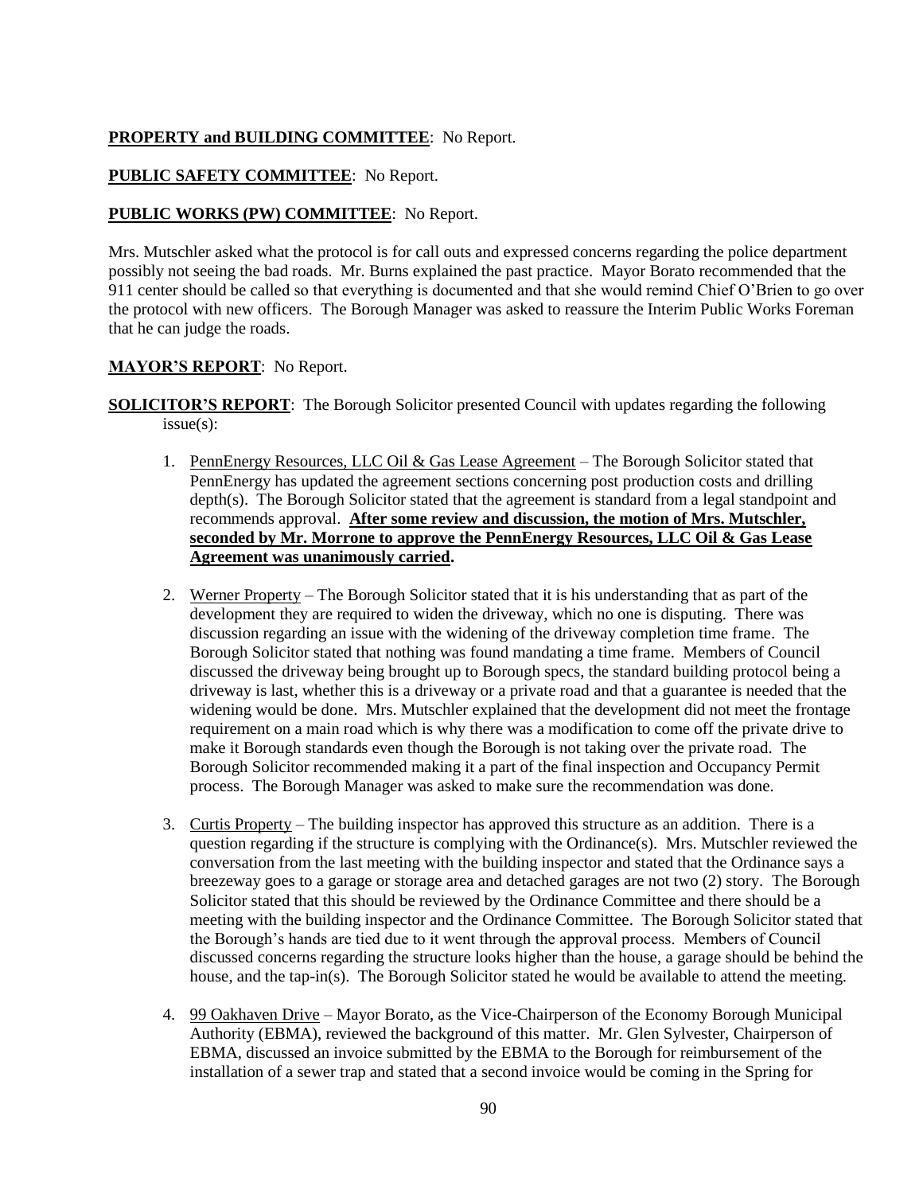**PROPERTY and BUILDING COMMITTEE**: No Report.

**PUBLIC SAFETY COMMITTEE**: No Report.

**PUBLIC WORKS (PW) COMMITTEE**: No Report.

Mrs. Mutschler asked what the protocol is for call outs and expressed concerns regarding the police department possibly not seeing the bad roads. Mr. Burns explained the past practice. Mayor Borato recommended that the 911 center should be called so that everything is documented and that she would remind Chief O'Brien to go over the protocol with new officers. The Borough Manager was asked to reassure the Interim Public Works Foreman that he can judge the roads.

**MAYOR'S REPORT**: No Report.

**SOLICITOR'S REPORT**: The Borough Solicitor presented Council with updates regarding the following issue(s):

1. PennEnergy Resources, LLC Oil & Gas Lease Agreement – The Borough Solicitor stated that PennEnergy has updated the agreement sections concerning post production costs and drilling depth(s). The Borough Solicitor stated that the agreement is standard from a legal standpoint and recommends approval. **After some review and discussion, the motion of Mrs. Mutschler, seconded by Mr. Morrone to approve the PennEnergy Resources, LLC Oil & Gas Lease Agreement was unanimously carried.**

2. Werner Property – The Borough Solicitor stated that it is his understanding that as part of the development they are required to widen the driveway, which no one is disputing. There was discussion regarding an issue with the widening of the driveway completion time frame. The Borough Solicitor stated that nothing was found mandating a time frame. Members of Council discussed the driveway being brought up to Borough specs, the standard building protocol being a driveway is last, whether this is a driveway or a private road and that a guarantee is needed that the widening would be done. Mrs. Mutschler explained that the development did not meet the frontage requirement on a main road which is why there was a modification to come off the private drive to make it Borough standards even though the Borough is not taking over the private road. The Borough Solicitor recommended making it a part of the final inspection and Occupancy Permit process. The Borough Manager was asked to make sure the recommendation was done.

3. Curtis Property – The building inspector has approved this structure as an addition. There is a question regarding if the structure is complying with the Ordinance(s). Mrs. Mutschler reviewed the conversation from the last meeting with the building inspector and stated that the Ordinance says a breezeway goes to a garage or storage area and detached garages are not two (2) story. The Borough Solicitor stated that this should be reviewed by the Ordinance Committee and there should be a meeting with the building inspector and the Ordinance Committee. The Borough Solicitor stated that the Borough's hands are tied due to it went through the approval process. Members of Council discussed concerns regarding the structure looks higher than the house, a garage should be behind the house, and the tap-in(s). The Borough Solicitor stated he would be available to attend the meeting.

4. 99 Oakhaven Drive – Mayor Borato, as the Vice-Chairperson of the Economy Borough Municipal Authority (EBMA), reviewed the background of this matter. Mr. Glen Sylvester, Chairperson of EBMA, discussed an invoice submitted by the EBMA to the Borough for reimbursement of the installation of a sewer trap and stated that a second invoice would be coming in the Spring for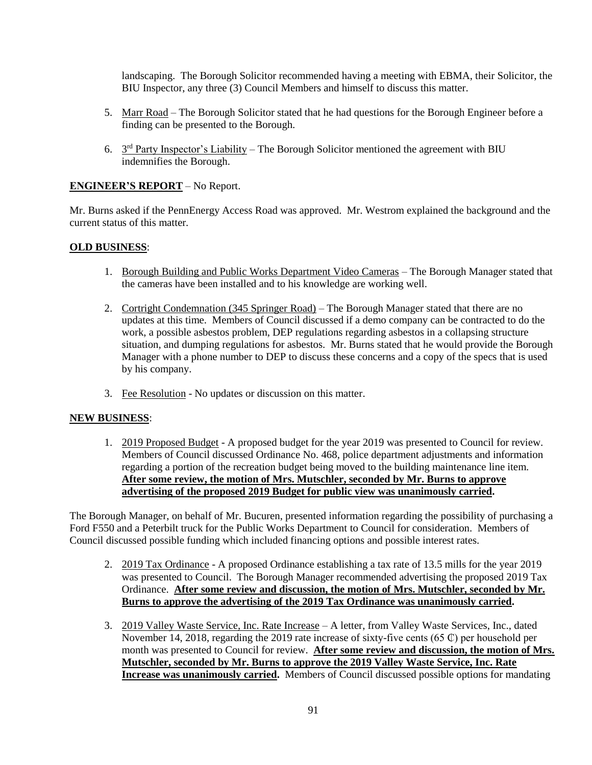landscaping. The Borough Solicitor recommended having a meeting with EBMA, their Solicitor, the BIU Inspector, any three (3) Council Members and himself to discuss this matter.

5. Marr Road – The Borough Solicitor stated that he had questions for the Borough Engineer before a finding can be presented to the Borough.

6. 3rd Party Inspector's Liability – The Borough Solicitor mentioned the agreement with BIU indemnifies the Borough.

**ENGINEER'S REPORT** – No Report.

Mr. Burns asked if the PennEnergy Access Road was approved. Mr. Westrom explained the background and the current status of this matter.

**OLD BUSINESS**:

1. Borough Building and Public Works Department Video Cameras – The Borough Manager stated that the cameras have been installed and to his knowledge are working well.

2. Cortright Condemnation (345 Springer Road) – The Borough Manager stated that there are no updates at this time. Members of Council discussed if a demo company can be contracted to do the work, a possible asbestos problem, DEP regulations regarding asbestos in a collapsing structure situation, and dumping regulations for asbestos. Mr. Burns stated that he would provide the Borough Manager with a phone number to DEP to discuss these concerns and a copy of the specs that is used by his company.

3. Fee Resolution - No updates or discussion on this matter.

**NEW BUSINESS**:

1. 2019 Proposed Budget - A proposed budget for the year 2019 was presented to Council for review. Members of Council discussed Ordinance No. 468, police department adjustments and information regarding a portion of the recreation budget being moved to the building maintenance line item. **After some review, the motion of Mrs. Mutschler, seconded by Mr. Burns to approve advertising of the proposed 2019 Budget for public view was unanimously carried.**

The Borough Manager, on behalf of Mr. Bucuren, presented information regarding the possibility of purchasing a Ford F550 and a Peterbilt truck for the Public Works Department to Council for consideration. Members of Council discussed possible funding which included financing options and possible interest rates.

2. 2019 Tax Ordinance - A proposed Ordinance establishing a tax rate of 13.5 mills for the year 2019 was presented to Council. The Borough Manager recommended advertising the proposed 2019 Tax Ordinance. **After some review and discussion, the motion of Mrs. Mutschler, seconded by Mr. Burns to approve the advertising of the 2019 Tax Ordinance was unanimously carried.**

3. 2019 Valley Waste Service, Inc. Rate Increase – A letter, from Valley Waste Services, Inc., dated November 14, 2018, regarding the 2019 rate increase of sixty-five cents (65 ₵) per household per month was presented to Council for review. **After some review and discussion, the motion of Mrs. Mutschler, seconded by Mr. Burns to approve the 2019 Valley Waste Service, Inc. Rate Increase was unanimously carried.** Members of Council discussed possible options for mandating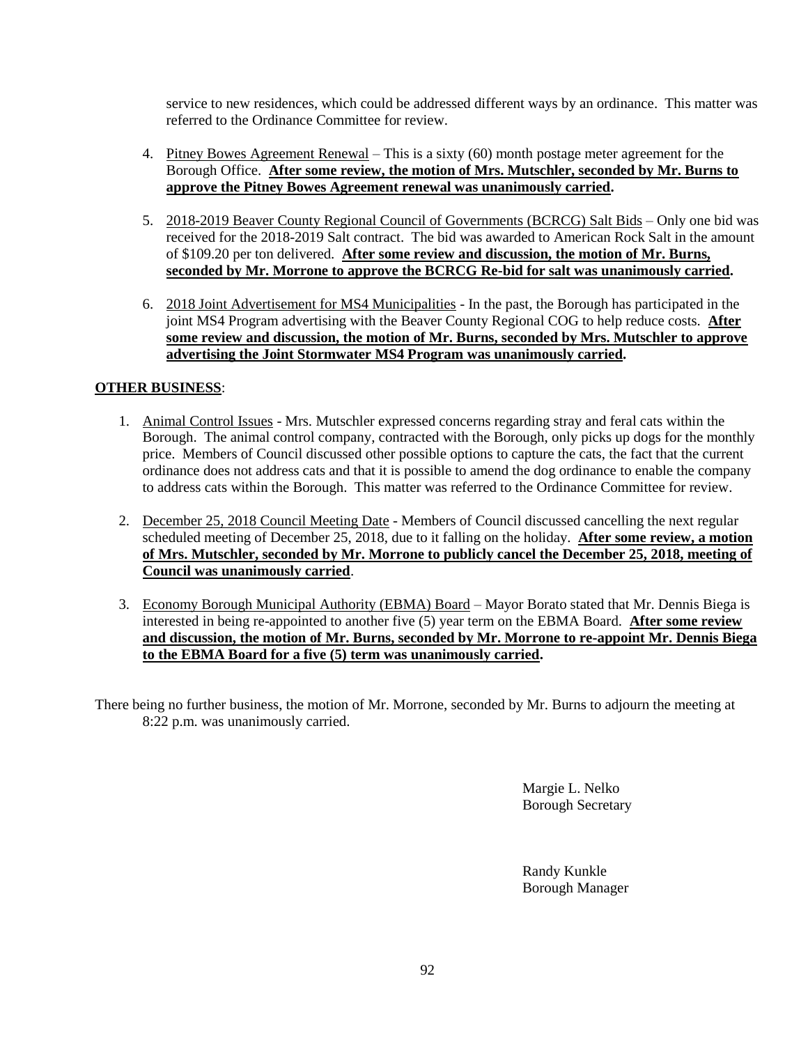service to new residences, which could be addressed different ways by an ordinance. This matter was referred to the Ordinance Committee for review.

4. Pitney Bowes Agreement Renewal – This is a sixty (60) month postage meter agreement for the Borough Office. **After some review, the motion of Mrs. Mutschler, seconded by Mr. Burns to approve the Pitney Bowes Agreement renewal was unanimously carried.**

5. 2018-2019 Beaver County Regional Council of Governments (BCRCG) Salt Bids – Only one bid was received for the 2018-2019 Salt contract. The bid was awarded to American Rock Salt in the amount of $109.20 per ton delivered. **After some review and discussion, the motion of Mr. Burns, seconded by Mr. Morrone to approve the BCRCG Re-bid for salt was unanimously carried.**

6. 2018 Joint Advertisement for MS4 Municipalities - In the past, the Borough has participated in the joint MS4 Program advertising with the Beaver County Regional COG to help reduce costs. **After some review and discussion, the motion of Mr. Burns, seconded by Mrs. Mutschler to approve advertising the Joint Stormwater MS4 Program was unanimously carried.**

**OTHER BUSINESS**:

1. Animal Control Issues - Mrs. Mutschler expressed concerns regarding stray and feral cats within the Borough. The animal control company, contracted with the Borough, only picks up dogs for the monthly price. Members of Council discussed other possible options to capture the cats, the fact that the current ordinance does not address cats and that it is possible to amend the dog ordinance to enable the company to address cats within the Borough. This matter was referred to the Ordinance Committee for review.

2. December 25, 2018 Council Meeting Date - Members of Council discussed cancelling the next regular scheduled meeting of December 25, 2018, due to it falling on the holiday. **After some review, a motion of Mrs. Mutschler, seconded by Mr. Morrone to publicly cancel the December 25, 2018, meeting of Council was unanimously carried**.

3. Economy Borough Municipal Authority (EBMA) Board – Mayor Borato stated that Mr. Dennis Biega is interested in being re-appointed to another five (5) year term on the EBMA Board. **After some review and discussion, the motion of Mr. Burns, seconded by Mr. Morrone to re-appoint Mr. Dennis Biega to the EBMA Board for a five (5) term was unanimously carried.**

There being no further business, the motion of Mr. Morrone, seconded by Mr. Burns to adjourn the meeting at 8:22 p.m. was unanimously carried.

Margie L. Nelko
Borough Secretary

Randy Kunkle
Borough Manager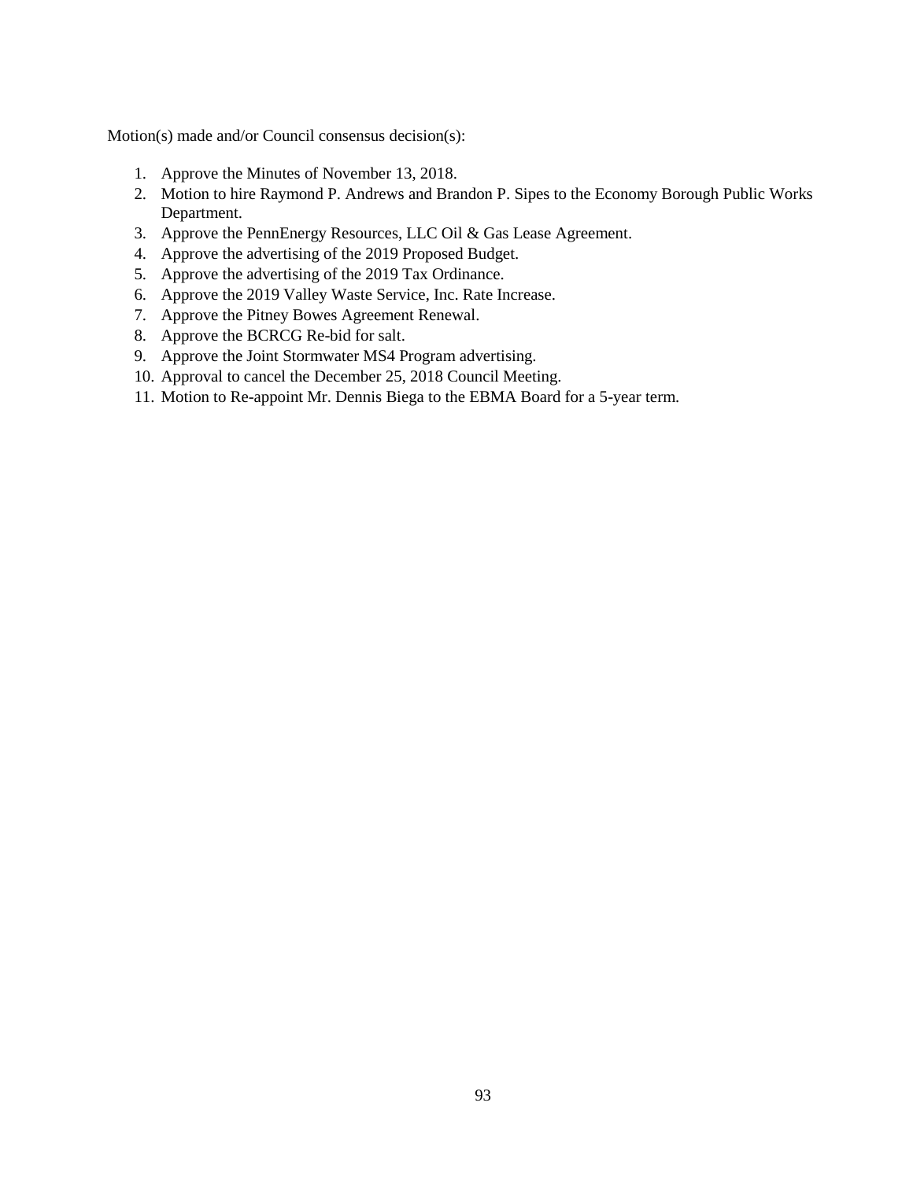Motion(s) made and/or Council consensus decision(s):

1. Approve the Minutes of November 13, 2018.
2. Motion to hire Raymond P. Andrews and Brandon P. Sipes to the Economy Borough Public Works Department.
3. Approve the PennEnergy Resources, LLC Oil & Gas Lease Agreement.
4. Approve the advertising of the 2019 Proposed Budget.
5. Approve the advertising of the 2019 Tax Ordinance.
6. Approve the 2019 Valley Waste Service, Inc. Rate Increase.
7. Approve the Pitney Bowes Agreement Renewal.
8. Approve the BCRCG Re-bid for salt.
9. Approve the Joint Stormwater MS4 Program advertising.
10. Approval to cancel the December 25, 2018 Council Meeting.
11. Motion to Re-appoint Mr. Dennis Biega to the EBMA Board for a 5-year term.